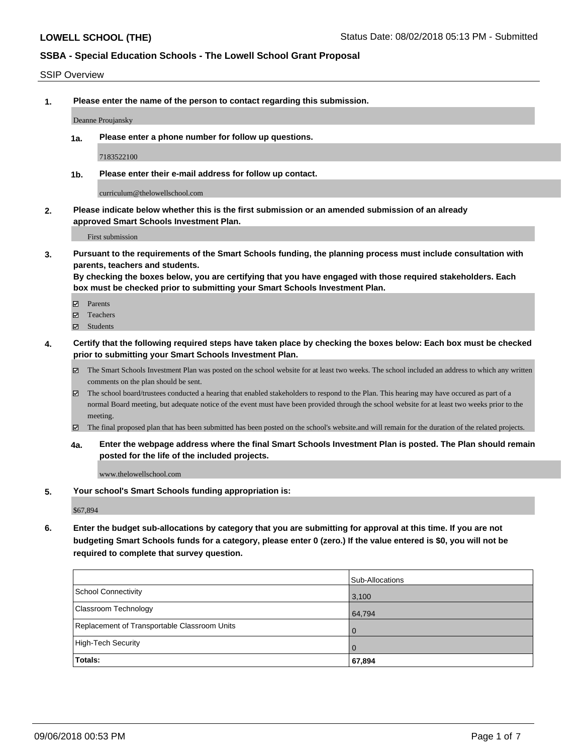**LOWELL SCHOOL (THE)** Status Date: 08/02/2018 05:13 PM - Submitted

**SSBA - Special Education Schools - The Lowell School Grant Proposal**

SSIP Overview

1. **Please enter the name of the person to contact regarding this submission.**

   Deanne Proujansky

   1a. **Please enter a phone number for follow up questions.**

   7183522100

   1b. **Please enter their e-mail address for follow up contact.**

   curriculum@thelowellschool.com

2. **Please indicate below whether this is the first submission or an amended submission of an already approved Smart Schools Investment Plan.**

   First submission

3. **Pursuant to the requirements of the Smart Schools funding, the planning process must include consultation with parents, teachers and students.**
   **By checking the boxes below, you are certifying that you have engaged with those required stakeholders. Each box must be checked prior to submitting your Smart Schools Investment Plan.**

   - [x] Parents
   - [x] Teachers
   - [x] Students

4. **Certify that the following required steps have taken place by checking the boxes below: Each box must be checked prior to submitting your Smart Schools Investment Plan.**

   - [x] The Smart Schools Investment Plan was posted on the school website for at least two weeks. The school included an address to which any written comments on the plan should be sent.
   - [x] The school board/trustees conducted a hearing that enabled stakeholders to respond to the Plan. This hearing may have occured as part of a normal Board meeting, but adequate notice of the event must have been provided through the school website for at least two weeks prior to the meeting.
   - [x] The final proposed plan that has been submitted has been posted on the school's website.and will remain for the duration of the related projects.

   4a. **Enter the webpage address where the final Smart Schools Investment Plan is posted. The Plan should remain posted for the life of the included projects.**

   www.thelowellschool.com

5. **Your school's Smart Schools funding appropriation is:**

   $67,894

6. **Enter the budget sub-allocations by category that you are submitting for approval at this time. If you are not budgeting Smart Schools funds for a category, please enter 0 (zero.) If the value entered is $0, you will not be required to complete that survey question.**

| | Sub-Allocations |
|---|---|
| School Connectivity | 3,100 |
| Classroom Technology | 64,794 |
| Replacement of Transportable Classroom Units | 0 |
| High-Tech Security | 0 |
| **Totals:** | **67,894** |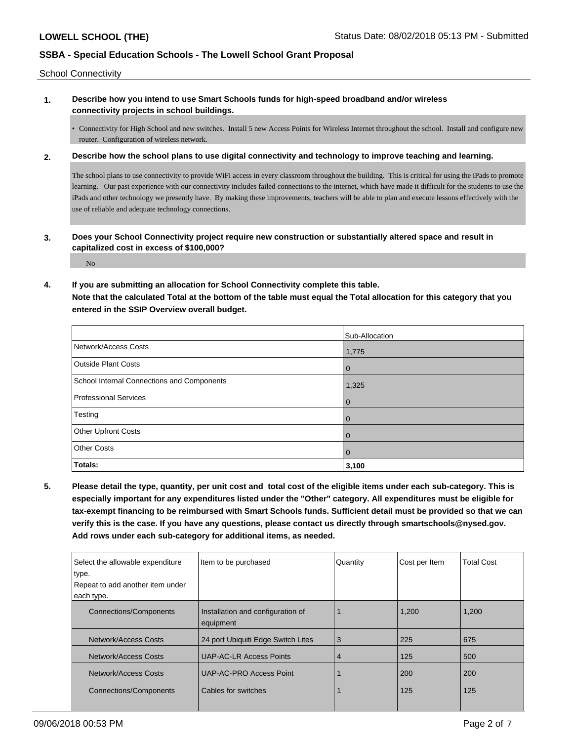School Connectivity

**1. Describe how you intend to use Smart Schools funds for high-speed broadband and/or wireless connectivity projects in school buildings.**

- Connectivity for High School and new switches. Install 5 new Access Points for Wireless Internet throughout the school. Install and configure new router. Configuration of wireless network.

**2. Describe how the school plans to use digital connectivity and technology to improve teaching and learning.**

The school plans to use connectivity to provide WiFi access in every classroom throughout the building. This is critical for using the iPads to promote learning. Our past experience with our connectivity includes failed connections to the internet, which have made it difficult for the students to use the iPads and other technology we presently have. By making these improvements, teachers will be able to plan and execute lessons effectively with the use of reliable and adequate technology connections.

**3. Does your School Connectivity project require new construction or substantially altered space and result in capitalized cost in excess of $100,000?**

No

**4. If you are submitting an allocation for School Connectivity complete this table.**
**Note that the calculated Total at the bottom of the table must equal the Total allocation for this category that you entered in the SSIP Overview overall budget.**

| | Sub-Allocation |
|---|---|
| Network/Access Costs | 1,775 |
| Outside Plant Costs | 0 |
| School Internal Connections and Components | 1,325 |
| Professional Services | 0 |
| Testing | 0 |
| Other Upfront Costs | 0 |
| Other Costs | 0 |
| **Totals:** | **3,100** |

**5. Please detail the type, quantity, per unit cost and total cost of the eligible items under each sub-category. This is especially important for any expenditures listed under the "Other" category. All expenditures must be eligible for tax-exempt financing to be reimbursed with Smart Schools funds. Sufficient detail must be provided so that we can verify this is the case. If you have any questions, please contact us directly through smartschools@nysed.gov. Add rows under each sub-category for additional items, as needed.**

| Select the allowable expenditure type. Repeat to add another item under each type. | Item to be purchased | Quantity | Cost per Item | Total Cost |
|---|---|---|---|---|
| Connections/Components | Installation and configuration of equipment | 1 | 1,200 | 1,200 |
| Network/Access Costs | 24 port Ubiquiti Edge Switch Lites | 3 | 225 | 675 |
| Network/Access Costs | UAP-AC-LR Access Points | 4 | 125 | 500 |
| Network/Access Costs | UAP-AC-PRO Access Point | 1 | 200 | 200 |
| Connections/Components | Cables for switches | 1 | 125 | 125 |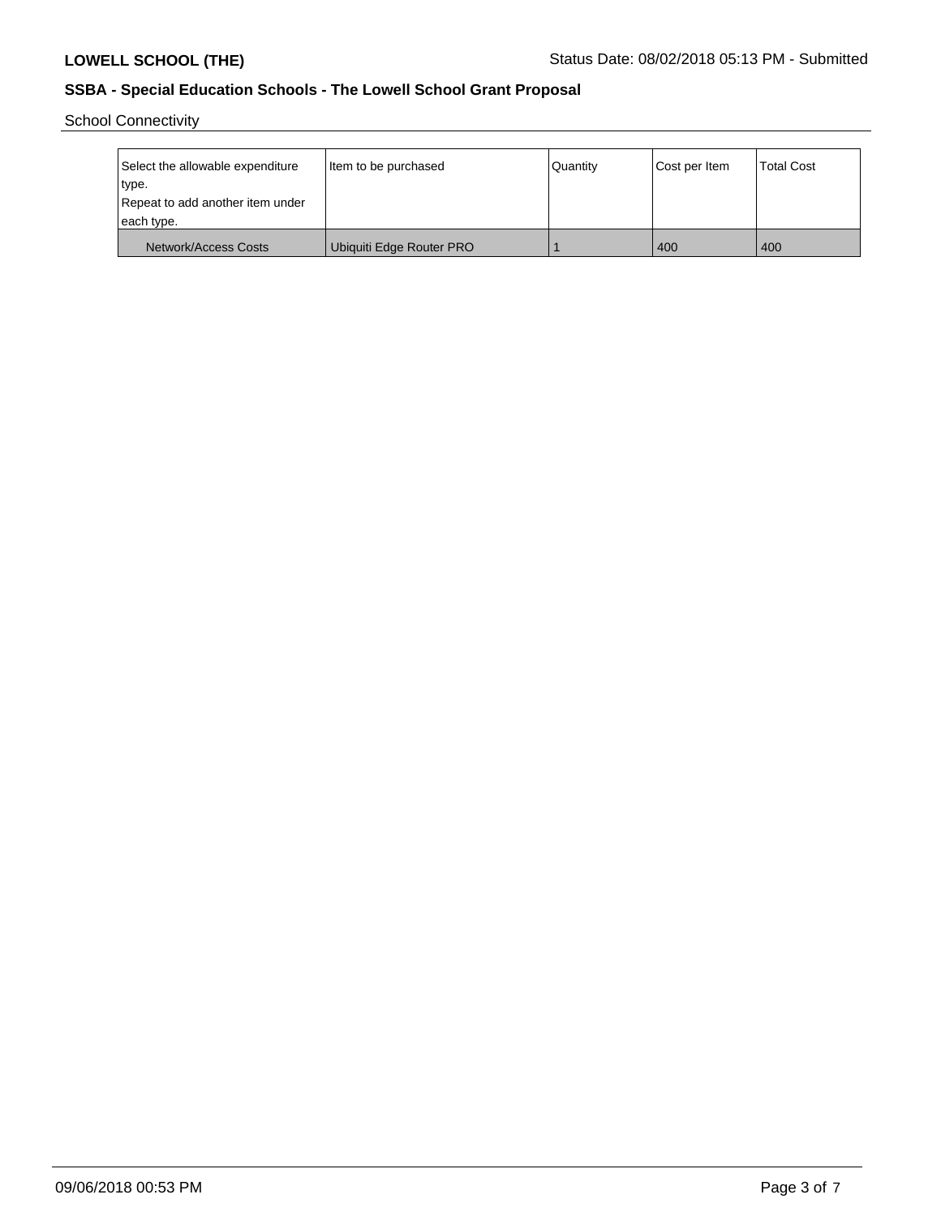School Connectivity

| Select the allowable expenditure type. Repeat to add another item under each type. | Item to be purchased | Quantity | Cost per Item | Total Cost |
| --- | --- | --- | --- | --- |
| Network/Access Costs | Ubiquiti Edge Router PRO | 1 | 400 | 400 |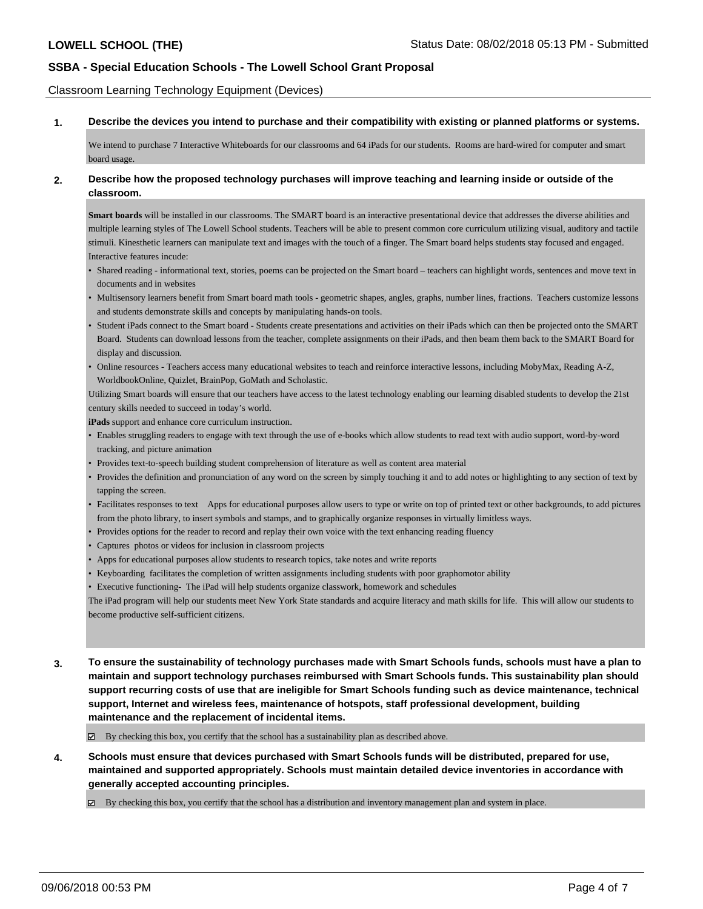# SSBA - Special Education Schools - The Lowell School Grant Proposal

Classroom Learning Technology Equipment (Devices)

**1. Describe the devices you intend to purchase and their compatibility with existing or planned platforms or systems.**

We intend to purchase 7 Interactive Whiteboards for our classrooms and 64 iPads for our students. Rooms are hard-wired for computer and smart board usage.

**2. Describe how the proposed technology purchases will improve teaching and learning inside or outside of the classroom.**

**Smart boards** will be installed in our classrooms. The SMART board is an interactive presentational device that addresses the diverse abilities and multiple learning styles of The Lowell School students. Teachers will be able to present common core curriculum utilizing visual, auditory and tactile stimuli. Kinesthetic learners can manipulate text and images with the touch of a finger. The Smart board helps students stay focused and engaged. Interactive features incude:

- Shared reading - informational text, stories, poems can be projected on the Smart board – teachers can highlight words, sentences and move text in documents and in websites
- Multisensory learners benefit from Smart board math tools - geometric shapes, angles, graphs, number lines, fractions. Teachers customize lessons and students demonstrate skills and concepts by manipulating hands-on tools.
- Student iPads connect to the Smart board - Students create presentations and activities on their iPads which can then be projected onto the SMART Board. Students can download lessons from the teacher, complete assignments on their iPads, and then beam them back to the SMART Board for display and discussion.
- Online resources - Teachers access many educational websites to teach and reinforce interactive lessons, including MobyMax, Reading A-Z, WorldbookOnline, Quizlet, BrainPop, GoMath and Scholastic.

Utilizing Smart boards will ensure that our teachers have access to the latest technology enabling our learning disabled students to develop the 21st century skills needed to succeed in today's world.

**iPads** support and enhance core curriculum instruction.

- Enables struggling readers to engage with text through the use of e-books which allow students to read text with audio support, word-by-word tracking, and picture animation
- Provides text-to-speech building student comprehension of literature as well as content area material
- Provides the definition and pronunciation of any word on the screen by simply touching it and to add notes or highlighting to any section of text by tapping the screen.
- Facilitates responses to text Apps for educational purposes allow users to type or write on top of printed text or other backgrounds, to add pictures from the photo library, to insert symbols and stamps, and to graphically organize responses in virtually limitless ways.
- Provides options for the reader to record and replay their own voice with the text enhancing reading fluency
- Captures photos or videos for inclusion in classroom projects
- Apps for educational purposes allow students to research topics, take notes and write reports
- Keyboarding facilitates the completion of written assignments including students with poor graphomotor ability
- Executive functioning- The iPad will help students organize classwork, homework and schedules

The iPad program will help our students meet New York State standards and acquire literacy and math skills for life. This will allow our students to become productive self-sufficient citizens.

**3. To ensure the sustainability of technology purchases made with Smart Schools funds, schools must have a plan to maintain and support technology purchases reimbursed with Smart Schools funds. This sustainability plan should support recurring costs of use that are ineligible for Smart Schools funding such as device maintenance, technical support, Internet and wireless fees, maintenance of hotspots, staff professional development, building maintenance and the replacement of incidental items.**

☑ By checking this box, you certify that the school has a sustainability plan as described above.

**4. Schools must ensure that devices purchased with Smart Schools funds will be distributed, prepared for use, maintained and supported appropriately. Schools must maintain detailed device inventories in accordance with generally accepted accounting principles.**

☑ By checking this box, you certify that the school has a distribution and inventory management plan and system in place.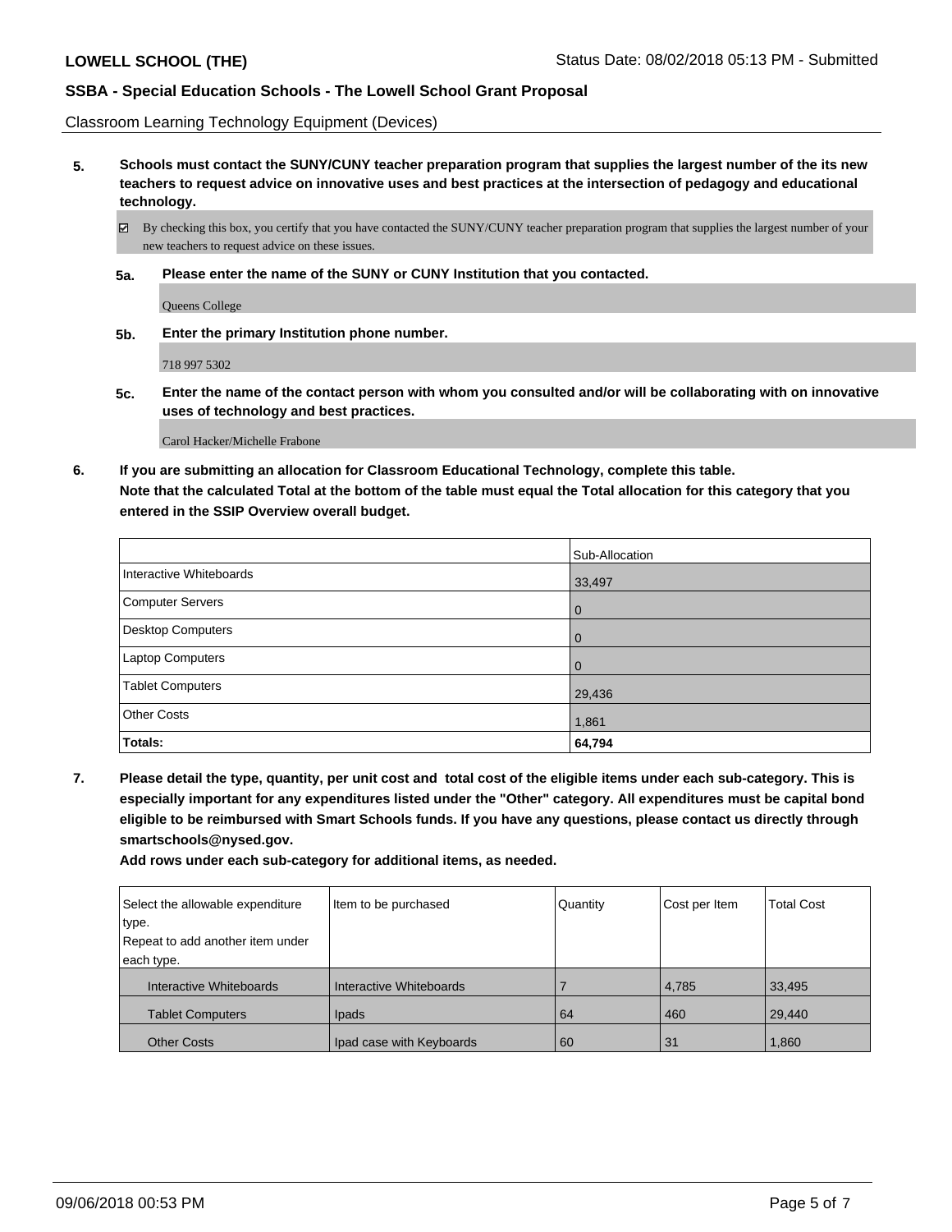Classroom Learning Technology Equipment (Devices)

**5. Schools must contact the SUNY/CUNY teacher preparation program that supplies the largest number of the its new teachers to request advice on innovative uses and best practices at the intersection of pedagogy and educational technology.**

☑ By checking this box, you certify that you have contacted the SUNY/CUNY teacher preparation program that supplies the largest number of your new teachers to request advice on these issues.

**5a. Please enter the name of the SUNY or CUNY Institution that you contacted.**

Queens College

**5b. Enter the primary Institution phone number.**

718 997 5302

**5c. Enter the name of the contact person with whom you consulted and/or will be collaborating with on innovative uses of technology and best practices.**

Carol Hacker/Michelle Frabone

**6. If you are submitting an allocation for Classroom Educational Technology, complete this table. Note that the calculated Total at the bottom of the table must equal the Total allocation for this category that you entered in the SSIP Overview overall budget.**

| | Sub-Allocation |
|---|---|
| Interactive Whiteboards | 33,497 |
| Computer Servers | 0 |
| Desktop Computers | 0 |
| Laptop Computers | 0 |
| Tablet Computers | 29,436 |
| Other Costs | 1,861 |
| **Totals:** | **64,794** |

**7. Please detail the type, quantity, per unit cost and total cost of the eligible items under each sub-category. This is especially important for any expenditures listed under the "Other" category. All expenditures must be capital bond eligible to be reimbursed with Smart Schools funds. If you have any questions, please contact us directly through smartschools@nysed.gov.**

**Add rows under each sub-category for additional items, as needed.**

| Select the allowable expenditure type. Repeat to add another item under each type. | Item to be purchased | Quantity | Cost per Item | Total Cost |
|---|---|---|---|---|
| Interactive Whiteboards | Interactive Whiteboards | 7 | 4,785 | 33,495 |
| Tablet Computers | Ipads | 64 | 460 | 29,440 |
| Other Costs | Ipad case with Keyboards | 60 | 31 | 1,860 |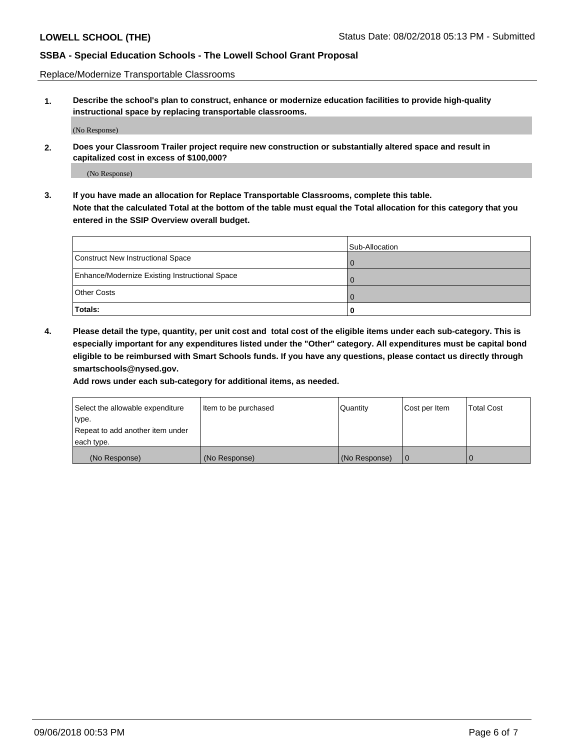Replace/Modernize Transportable Classrooms

**1. Describe the school's plan to construct, enhance or modernize education facilities to provide high-quality instructional space by replacing transportable classrooms.**

(No Response)

**2. Does your Classroom Trailer project require new construction or substantially altered space and result in capitalized cost in excess of $100,000?**

(No Response)

**3. If you have made an allocation for Replace Transportable Classrooms, complete this table. Note that the calculated Total at the bottom of the table must equal the Total allocation for this category that you entered in the SSIP Overview overall budget.**

| | Sub-Allocation |
|---|---|
| Construct New Instructional Space | 0 |
| Enhance/Modernize Existing Instructional Space | 0 |
| Other Costs | 0 |
| **Totals:** | **0** |

**4. Please detail the type, quantity, per unit cost and total cost of the eligible items under each sub-category. This is especially important for any expenditures listed under the "Other" category. All expenditures must be capital bond eligible to be reimbursed with Smart Schools funds. If you have any questions, please contact us directly through smartschools@nysed.gov.**

**Add rows under each sub-category for additional items, as needed.**

| Select the allowable expenditure type. Repeat to add another item under each type. | Item to be purchased | Quantity | Cost per Item | Total Cost |
|---|---|---|---|---|
| (No Response) | (No Response) | (No Response) | 0 | 0 |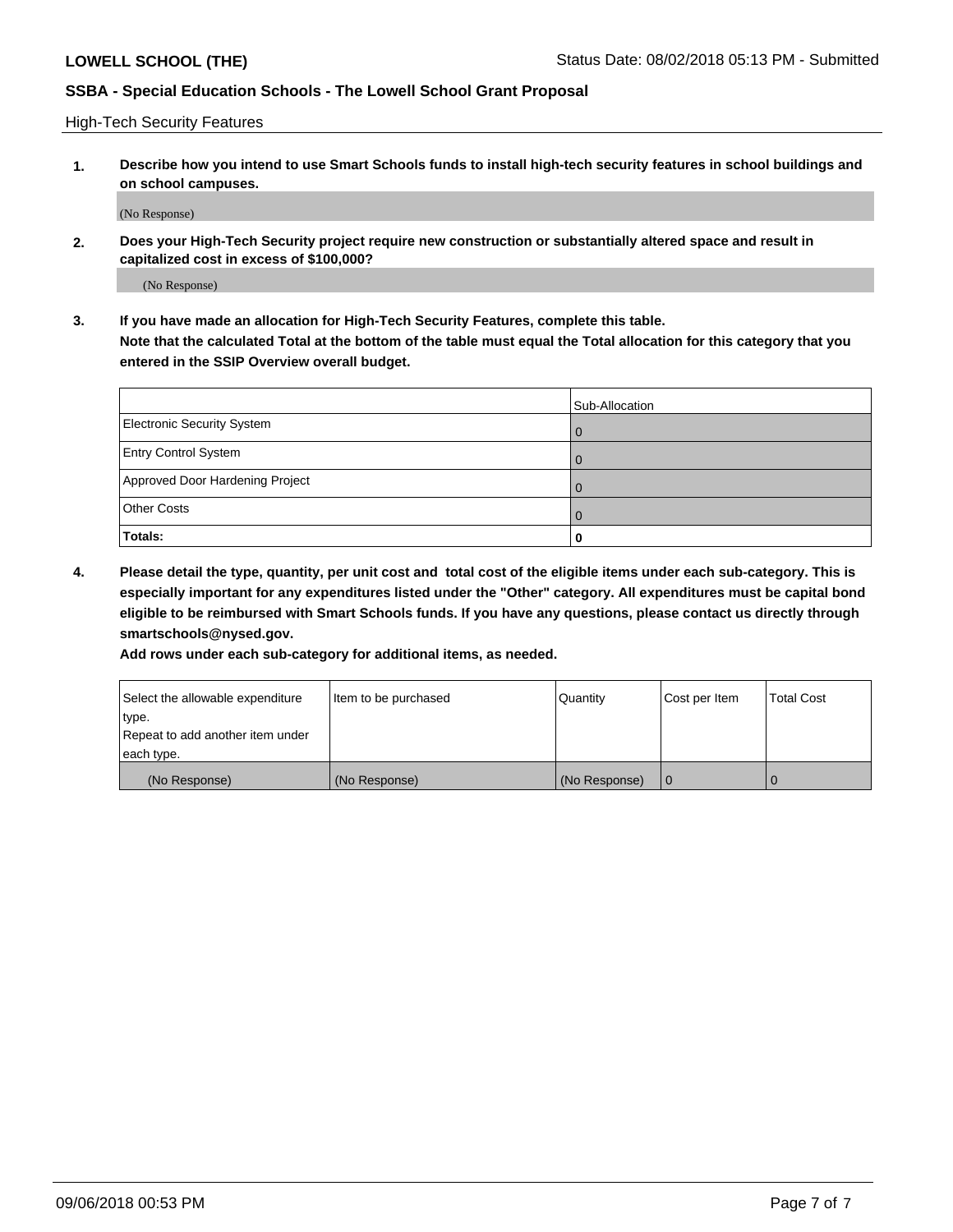High-Tech Security Features

1. **Describe how you intend to use Smart Schools funds to install high-tech security features in school buildings and on school campuses.**

   (No Response)

2. **Does your High-Tech Security project require new construction or substantially altered space and result in capitalized cost in excess of $100,000?**

   (No Response)

3. **If you have made an allocation for High-Tech Security Features, complete this table.**
   **Note that the calculated Total at the bottom of the table must equal the Total allocation for this category that you entered in the SSIP Overview overall budget.**

| | Sub-Allocation |
|---|---|
| Electronic Security System | 0 |
| Entry Control System | 0 |
| Approved Door Hardening Project | 0 |
| Other Costs | 0 |
| **Totals:** | **0** |

4. **Please detail the type, quantity, per unit cost and total cost of the eligible items under each sub-category. This is especially important for any expenditures listed under the "Other" category. All expenditures must be capital bond eligible to be reimbursed with Smart Schools funds. If you have any questions, please contact us directly through smartschools@nysed.gov.**
   **Add rows under each sub-category for additional items, as needed.**

| Select the allowable expenditure type. Repeat to add another item under each type. | Item to be purchased | Quantity | Cost per Item | Total Cost |
|---|---|---|---|---|
| (No Response) | (No Response) | (No Response) | 0 | 0 |